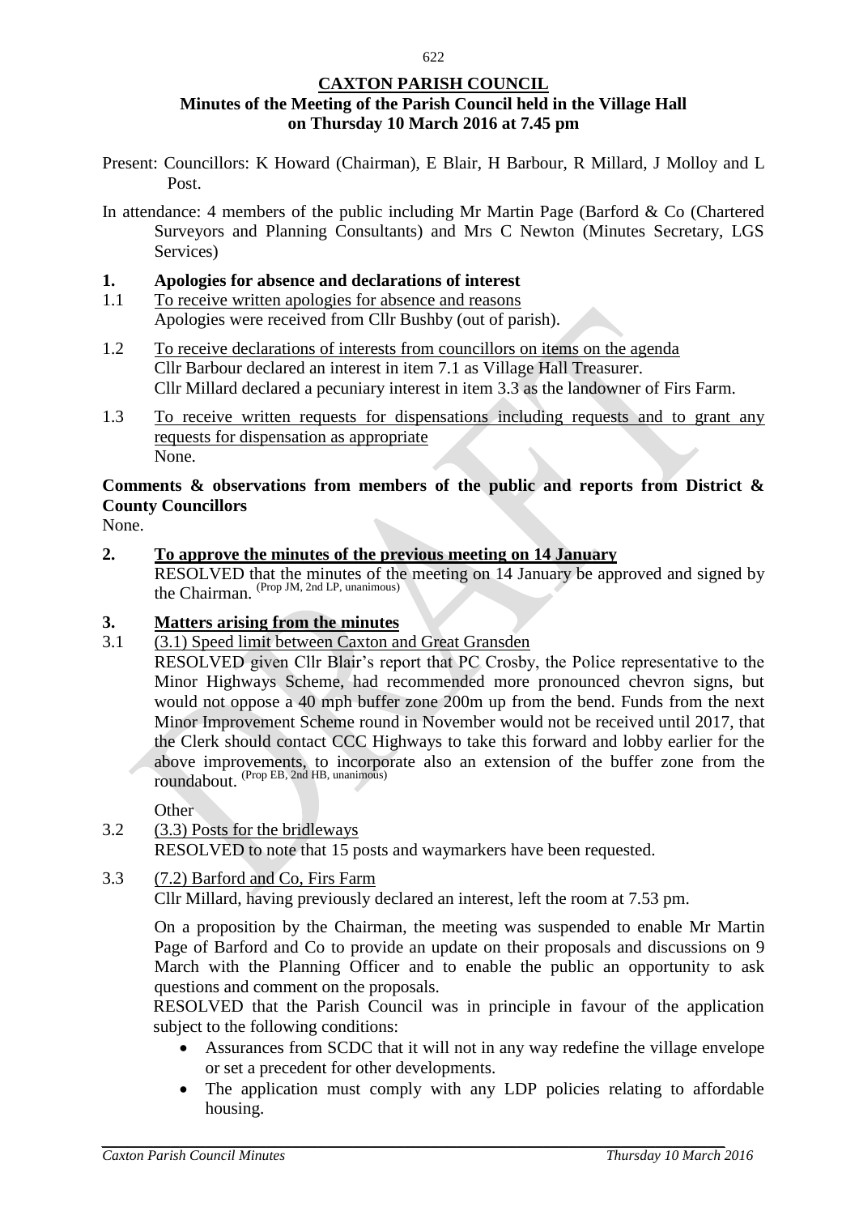# CAXTON PARISH COUNCIL

**Minutes of the Meeting of the Parish Council held in the Village Hall on Thursday 10 March 2016 at 7.45 pm**

Present: Councillors: K Howard (Chairman), E Blair, H Barbour, R Millard, J Molloy and L Post.

In attendance: 4 members of the public including Mr Martin Page (Barford & Co (Chartered Surveyors and Planning Consultants) and Mrs C Newton (Minutes Secretary, LGS Services)

## 1. Apologies for absence and declarations of interest

1.1 To receive written apologies for absence and reasons

Apologies were received from Cllr Bushby (out of parish).

1.2 To receive declarations of interests from councillors on items on the agenda

Cllr Barbour declared an interest in item 7.1 as Village Hall Treasurer.
Cllr Millard declared a pecuniary interest in item 3.3 as the landowner of Firs Farm.

1.3 To receive written requests for dispensations including requests and to grant any requests for dispensation as appropriate

None.

**Comments & observations from members of the public and reports from District & County Councillors**

None.

## 2. To approve the minutes of the previous meeting on 14 January

RESOLVED that the minutes of the meeting on 14 January be approved and signed by the Chairman. (Prop JM, 2nd LP, unanimous)

## 3. Matters arising from the minutes

3.1 (3.1) Speed limit between Caxton and Great Gransden

RESOLVED given Cllr Blair's report that PC Crosby, the Police representative to the Minor Highways Scheme, had recommended more pronounced chevron signs, but would not oppose a 40 mph buffer zone 200m up from the bend. Funds from the next Minor Improvement Scheme round in November would not be received until 2017, that the Clerk should contact CCC Highways to take this forward and lobby earlier for the above improvements, to incorporate also an extension of the buffer zone from the roundabout. (Prop EB, 2nd HB, unanimous)

Other

3.2 (3.3) Posts for the bridleways

RESOLVED to note that 15 posts and waymarkers have been requested.

3.3 (7.2) Barford and Co, Firs Farm

Cllr Millard, having previously declared an interest, left the room at 7.53 pm.

On a proposition by the Chairman, the meeting was suspended to enable Mr Martin Page of Barford and Co to provide an update on their proposals and discussions on 9 March with the Planning Officer and to enable the public an opportunity to ask questions and comment on the proposals.

RESOLVED that the Parish Council was in principle in favour of the application subject to the following conditions:

- Assurances from SCDC that it will not in any way redefine the village envelope or set a precedent for other developments.
- The application must comply with any LDP policies relating to affordable housing.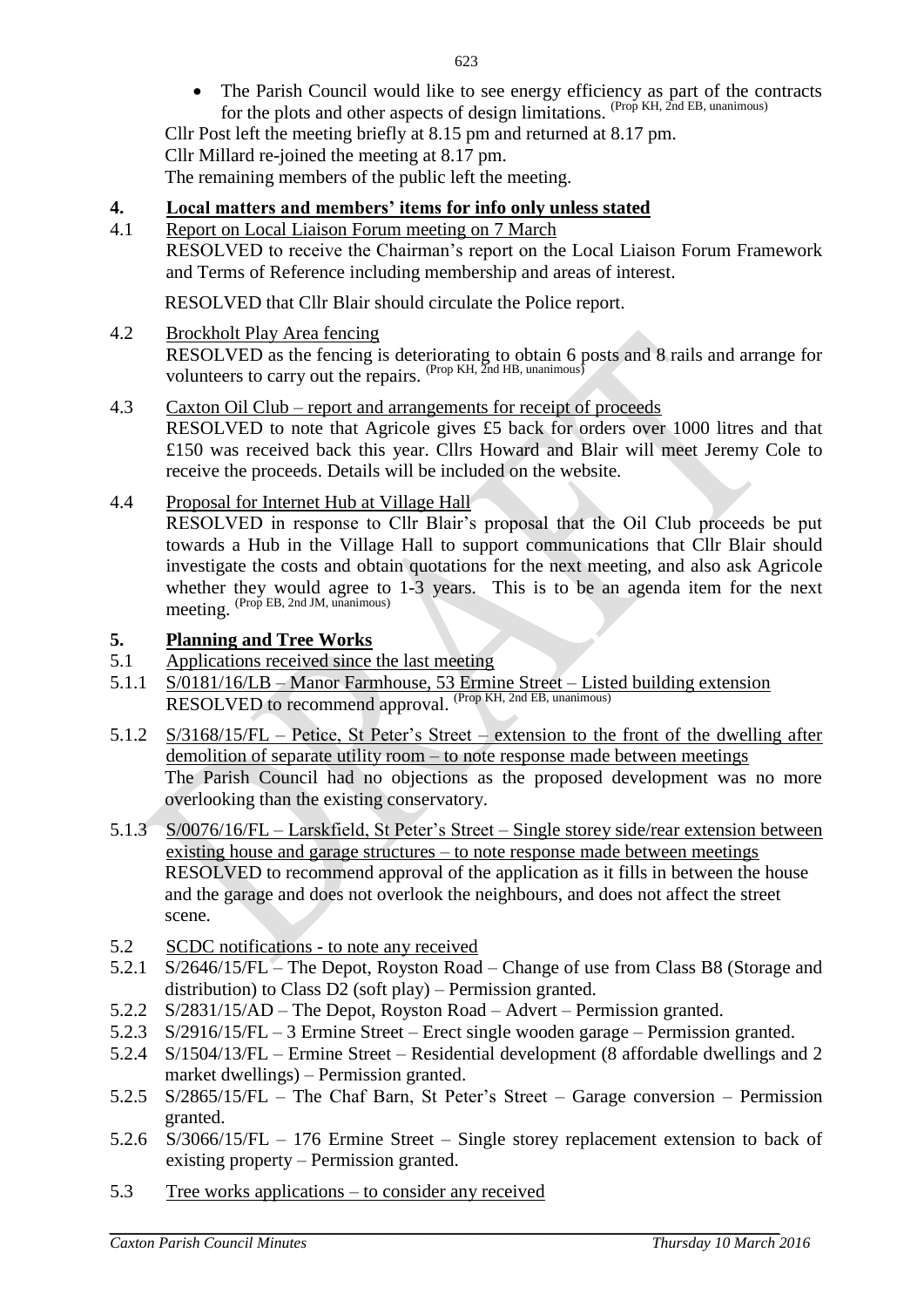- The Parish Council would like to see energy efficiency as part of the contracts for the plots and other aspects of design limitations. (Prop KH, 2nd EB, unanimous)

Cllr Post left the meeting briefly at 8.15 pm and returned at 8.17 pm.
Cllr Millard re-joined the meeting at 8.17 pm.
The remaining members of the public left the meeting.

## 4. Local matters and members' items for info only unless stated

4.1 Report on Local Liaison Forum meeting on 7 March
RESOLVED to receive the Chairman's report on the Local Liaison Forum Framework and Terms of Reference including membership and areas of interest.

RESOLVED that Cllr Blair should circulate the Police report.

4.2 Brockholt Play Area fencing
RESOLVED as the fencing is deteriorating to obtain 6 posts and 8 rails and arrange for volunteers to carry out the repairs. (Prop KH, 2nd HB, unanimous)

4.3 Caxton Oil Club – report and arrangements for receipt of proceeds
RESOLVED to note that Agricole gives £5 back for orders over 1000 litres and that £150 was received back this year. Cllrs Howard and Blair will meet Jeremy Cole to receive the proceeds. Details will be included on the website.

4.4 Proposal for Internet Hub at Village Hall
RESOLVED in response to Cllr Blair's proposal that the Oil Club proceeds be put towards a Hub in the Village Hall to support communications that Cllr Blair should investigate the costs and obtain quotations for the next meeting, and also ask Agricole whether they would agree to 1-3 years. This is to be an agenda item for the next meeting. (Prop EB, 2nd JM, unanimous)

## 5. Planning and Tree Works

5.1 Applications received since the last meeting

5.1.1 S/0181/16/LB – Manor Farmhouse, 53 Ermine Street – Listed building extension
RESOLVED to recommend approval. (Prop KH, 2nd EB, unanimous)

5.1.2 S/3168/15/FL – Petice, St Peter's Street – extension to the front of the dwelling after demolition of separate utility room – to note response made between meetings
The Parish Council had no objections as the proposed development was no more overlooking than the existing conservatory.

5.1.3 S/0076/16/FL – Larskfield, St Peter's Street – Single storey side/rear extension between existing house and garage structures – to note response made between meetings
RESOLVED to recommend approval of the application as it fills in between the house and the garage and does not overlook the neighbours, and does not affect the street scene.

5.2 SCDC notifications - to note any received

5.2.1 S/2646/15/FL – The Depot, Royston Road – Change of use from Class B8 (Storage and distribution) to Class D2 (soft play) – Permission granted.

5.2.2 S/2831/15/AD – The Depot, Royston Road – Advert – Permission granted.

5.2.3 S/2916/15/FL – 3 Ermine Street – Erect single wooden garage – Permission granted.

5.2.4 S/1504/13/FL – Ermine Street – Residential development (8 affordable dwellings and 2 market dwellings) – Permission granted.

5.2.5 S/2865/15/FL – The Chaf Barn, St Peter's Street – Garage conversion – Permission granted.

5.2.6 S/3066/15/FL – 176 Ermine Street – Single storey replacement extension to back of existing property – Permission granted.

5.3 Tree works applications – to consider any received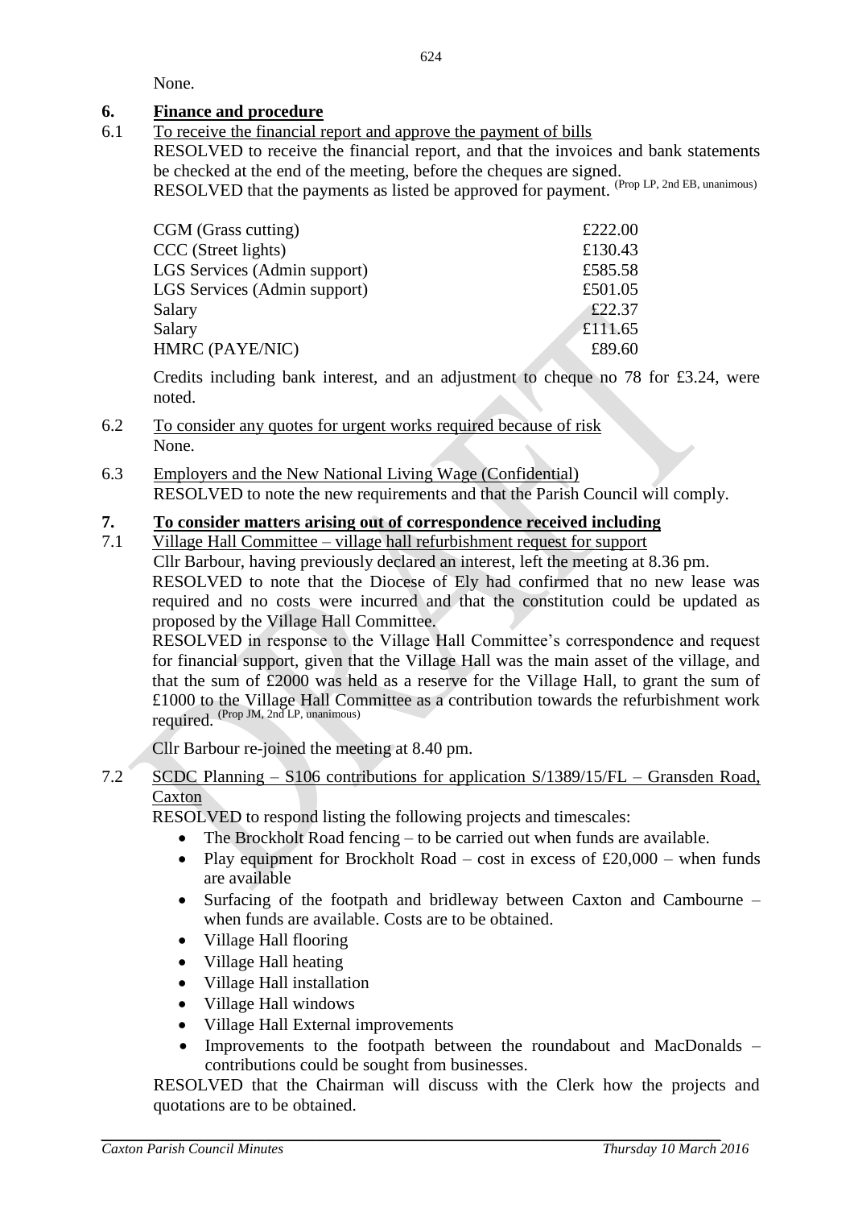None.

## 6. Finance and procedure

6.1 To receive the financial report and approve the payment of bills

RESOLVED to receive the financial report, and that the invoices and bank statements be checked at the end of the meeting, before the cheques are signed.

RESOLVED that the payments as listed be approved for payment. (Prop LP, 2nd EB, unanimous)

| | |
|---|---|
| CGM (Grass cutting) | £222.00 |
| CCC (Street lights) | £130.43 |
| LGS Services (Admin support) | £585.58 |
| LGS Services (Admin support) | £501.05 |
| Salary | £22.37 |
| Salary | £111.65 |
| HMRC (PAYE/NIC) | £89.60 |

Credits including bank interest, and an adjustment to cheque no 78 for £3.24, were noted.

6.2 To consider any quotes for urgent works required because of risk

None.

6.3 Employers and the New National Living Wage (Confidential)

RESOLVED to note the new requirements and that the Parish Council will comply.

## 7. To consider matters arising out of correspondence received including

7.1 Village Hall Committee – village hall refurbishment request for support

Cllr Barbour, having previously declared an interest, left the meeting at 8.36 pm.

RESOLVED to note that the Diocese of Ely had confirmed that no new lease was required and no costs were incurred and that the constitution could be updated as proposed by the Village Hall Committee.

RESOLVED in response to the Village Hall Committee's correspondence and request for financial support, given that the Village Hall was the main asset of the village, and that the sum of £2000 was held as a reserve for the Village Hall, to grant the sum of £1000 to the Village Hall Committee as a contribution towards the refurbishment work required. (Prop JM, 2nd LP, unanimous)

Cllr Barbour re-joined the meeting at 8.40 pm.

7.2 SCDC Planning – S106 contributions for application S/1389/15/FL – Gransden Road, Caxton

RESOLVED to respond listing the following projects and timescales:

- The Brockholt Road fencing – to be carried out when funds are available.
- Play equipment for Brockholt Road – cost in excess of £20,000 – when funds are available
- Surfacing of the footpath and bridleway between Caxton and Cambourne – when funds are available. Costs are to be obtained.
- Village Hall flooring
- Village Hall heating
- Village Hall installation
- Village Hall windows
- Village Hall External improvements
- Improvements to the footpath between the roundabout and MacDonalds – contributions could be sought from businesses.

RESOLVED that the Chairman will discuss with the Clerk how the projects and quotations are to be obtained.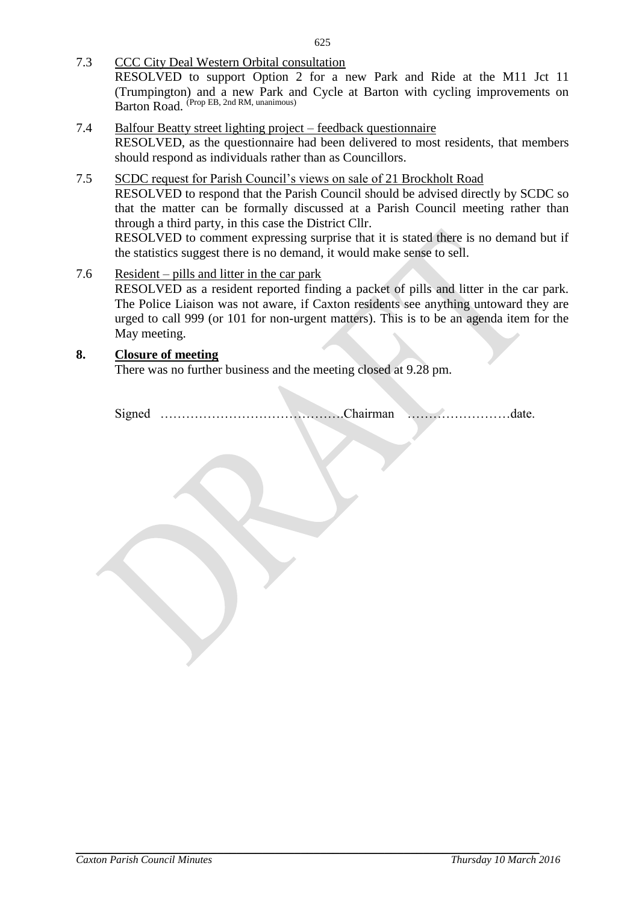7.3 CCC City Deal Western Orbital consultation

RESOLVED to support Option 2 for a new Park and Ride at the M11 Jct 11 (Trumpington) and a new Park and Cycle at Barton with cycling improvements on Barton Road. (Prop EB, 2nd RM, unanimous)

7.4 Balfour Beatty street lighting project – feedback questionnaire

RESOLVED, as the questionnaire had been delivered to most residents, that members should respond as individuals rather than as Councillors.

7.5 SCDC request for Parish Council's views on sale of 21 Brockholt Road

RESOLVED to respond that the Parish Council should be advised directly by SCDC so that the matter can be formally discussed at a Parish Council meeting rather than through a third party, in this case the District Cllr.

RESOLVED to comment expressing surprise that it is stated there is no demand but if the statistics suggest there is no demand, it would make sense to sell.

7.6 Resident – pills and litter in the car park

RESOLVED as a resident reported finding a packet of pills and litter in the car park. The Police Liaison was not aware, if Caxton residents see anything untoward they are urged to call 999 (or 101 for non-urgent matters). This is to be an agenda item for the May meeting.

## 8. Closure of meeting

There was no further business and the meeting closed at 9.28 pm.

Signed …………………………………….Chairman ……………………date.